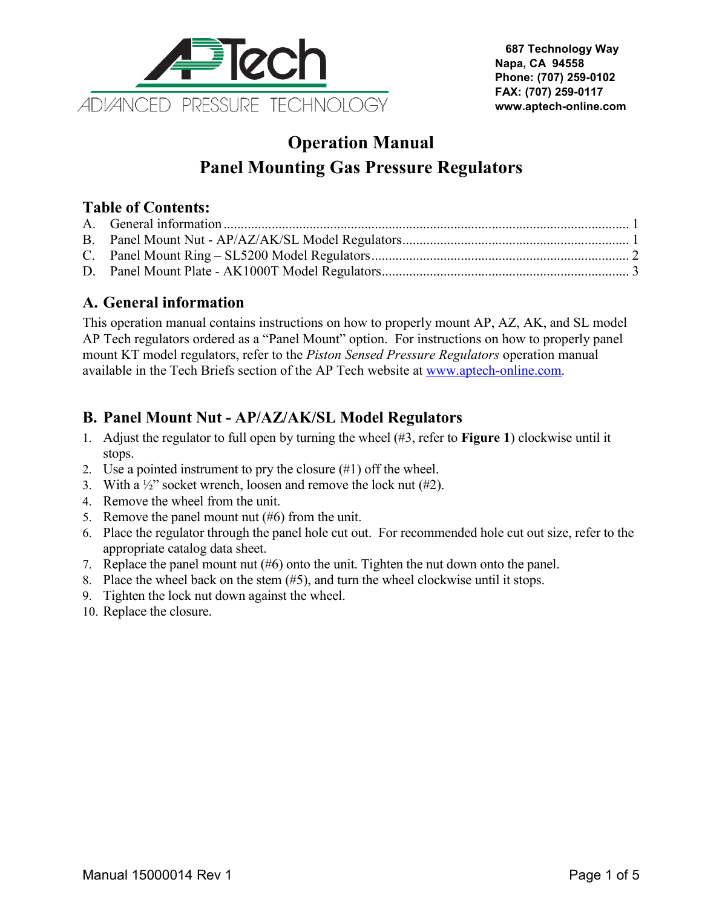AP Tech

ADVANCED PRESSURE TECHNOLOGY

**687 Technology Way**
**Napa, CA 94558**
**Phone: (707) 259-0102**
**FAX: (707) 259-0117**
**www.aptech-online.com**

# Operation Manual
# Panel Mounting Gas Pressure Regulators

## Table of Contents:

A. General information ........................................ 1
B. Panel Mount Nut - AP/AZ/AK/SL Model Regulators ........................................ 1
C. Panel Mount Ring – SL5200 Model Regulators ........................................ 2
D. Panel Mount Plate - AK1000T Model Regulators ........................................ 3

## A. General information

This operation manual contains instructions on how to properly mount AP, AZ, AK, and SL model AP Tech regulators ordered as a "Panel Mount" option. For instructions on how to properly panel mount KT model regulators, refer to the *Piston Sensed Pressure Regulators* operation manual available in the Tech Briefs section of the AP Tech website at www.aptech-online.com.

## B. Panel Mount Nut - AP/AZ/AK/SL Model Regulators

1. Adjust the regulator to full open by turning the wheel (#3, refer to **Figure 1**) clockwise until it stops.
2. Use a pointed instrument to pry the closure (#1) off the wheel.
3. With a ½" socket wrench, loosen and remove the lock nut (#2).
4. Remove the wheel from the unit.
5. Remove the panel mount nut (#6) from the unit.
6. Place the regulator through the panel hole cut out. For recommended hole cut out size, refer to the appropriate catalog data sheet.
7. Replace the panel mount nut (#6) onto the unit. Tighten the nut down onto the panel.
8. Place the wheel back on the stem (#5), and turn the wheel clockwise until it stops.
9. Tighten the lock nut down against the wheel.
10. Replace the closure.

Manual 15000014 Rev 1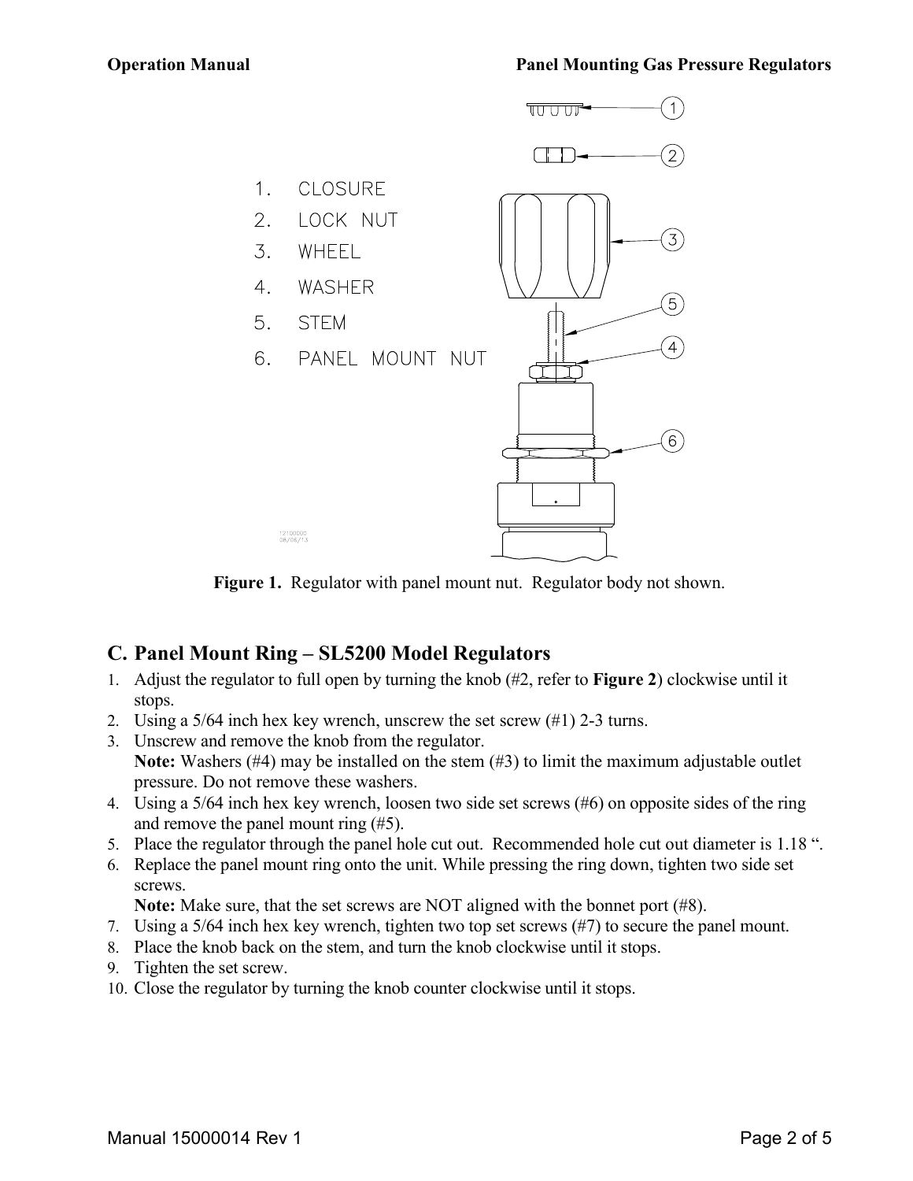1. CLOSURE
2. LOCK NUT
3. WHEEL
4. WASHER
5. STEM
6. PANEL MOUNT NUT

**Figure 1.** Regulator with panel mount nut. Regulator body not shown.

## C. Panel Mount Ring – SL5200 Model Regulators

1. Adjust the regulator to full open by turning the knob (#2, refer to **Figure 2**) clockwise until it stops.
2. Using a 5/64 inch hex key wrench, unscrew the set screw (#1) 2-3 turns.
3. Unscrew and remove the knob from the regulator.
   **Note:** Washers (#4) may be installed on the stem (#3) to limit the maximum adjustable outlet pressure. Do not remove these washers.
4. Using a 5/64 inch hex key wrench, loosen two side set screws (#6) on opposite sides of the ring and remove the panel mount ring (#5).
5. Place the regulator through the panel hole cut out. Recommended hole cut out diameter is 1.18 ".
6. Replace the panel mount ring onto the unit. While pressing the ring down, tighten two side set screws.
   **Note:** Make sure, that the set screws are NOT aligned with the bonnet port (#8).
7. Using a 5/64 inch hex key wrench, tighten two top set screws (#7) to secure the panel mount.
8. Place the knob back on the stem, and turn the knob clockwise until it stops.
9. Tighten the set screw.
10. Close the regulator by turning the knob counter clockwise until it stops.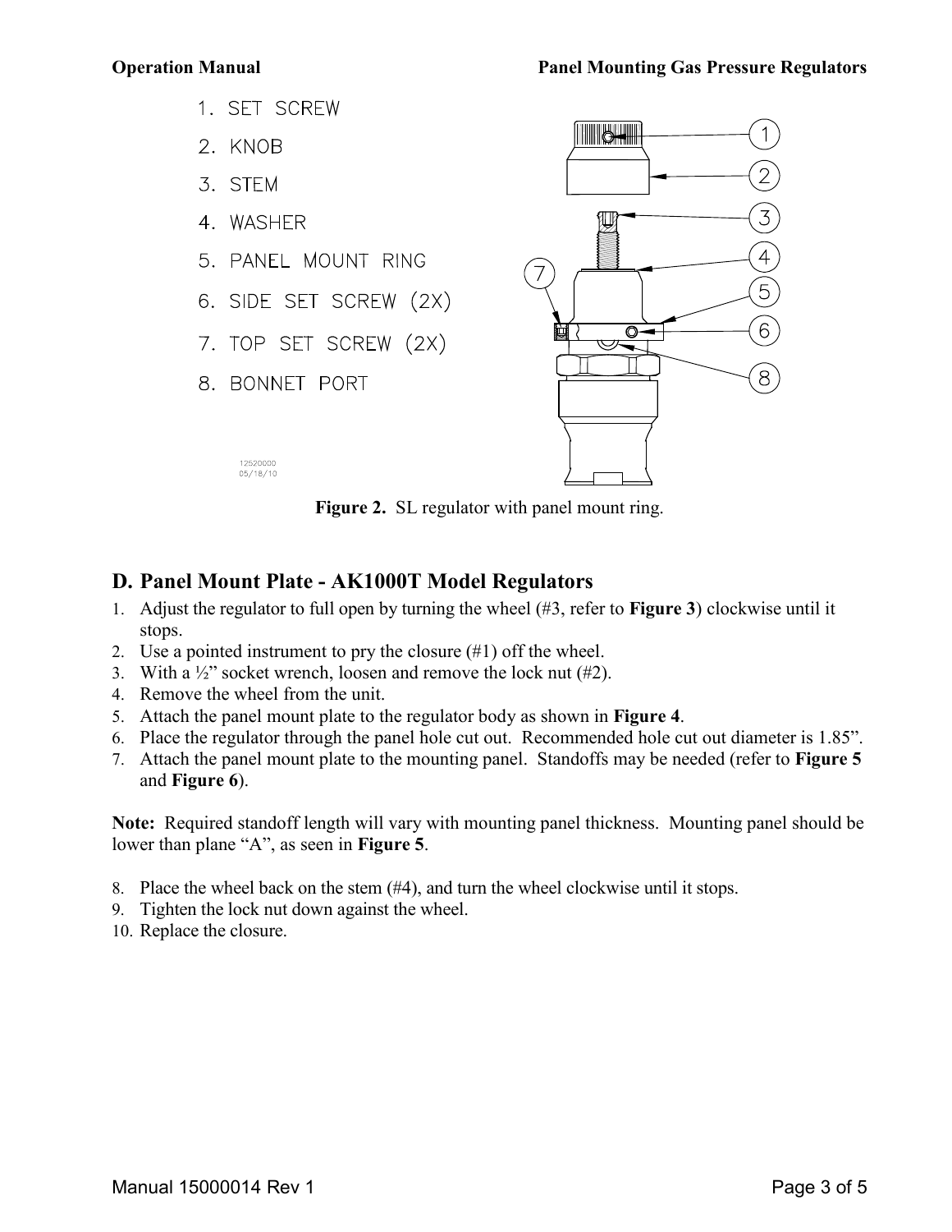1. SET SCREW
2. KNOB
3. STEM
4. WASHER
5. PANEL MOUNT RING
6. SIDE SET SCREW (2X)
7. TOP SET SCREW (2X)
8. BONNET PORT

12520000
05/18/10

**Figure 2.** SL regulator with panel mount ring.

## D. Panel Mount Plate - AK1000T Model Regulators

1. Adjust the regulator to full open by turning the wheel (#3, refer to **Figure 3**) clockwise until it stops.
2. Use a pointed instrument to pry the closure (#1) off the wheel.
3. With a ½" socket wrench, loosen and remove the lock nut (#2).
4. Remove the wheel from the unit.
5. Attach the panel mount plate to the regulator body as shown in **Figure 4**.
6. Place the regulator through the panel hole cut out. Recommended hole cut out diameter is 1.85".
7. Attach the panel mount plate to the mounting panel. Standoffs may be needed (refer to **Figure 5** and **Figure 6**).

**Note:** Required standoff length will vary with mounting panel thickness. Mounting panel should be lower than plane "A", as seen in **Figure 5**.

8. Place the wheel back on the stem (#4), and turn the wheel clockwise until it stops.
9. Tighten the lock nut down against the wheel.
10. Replace the closure.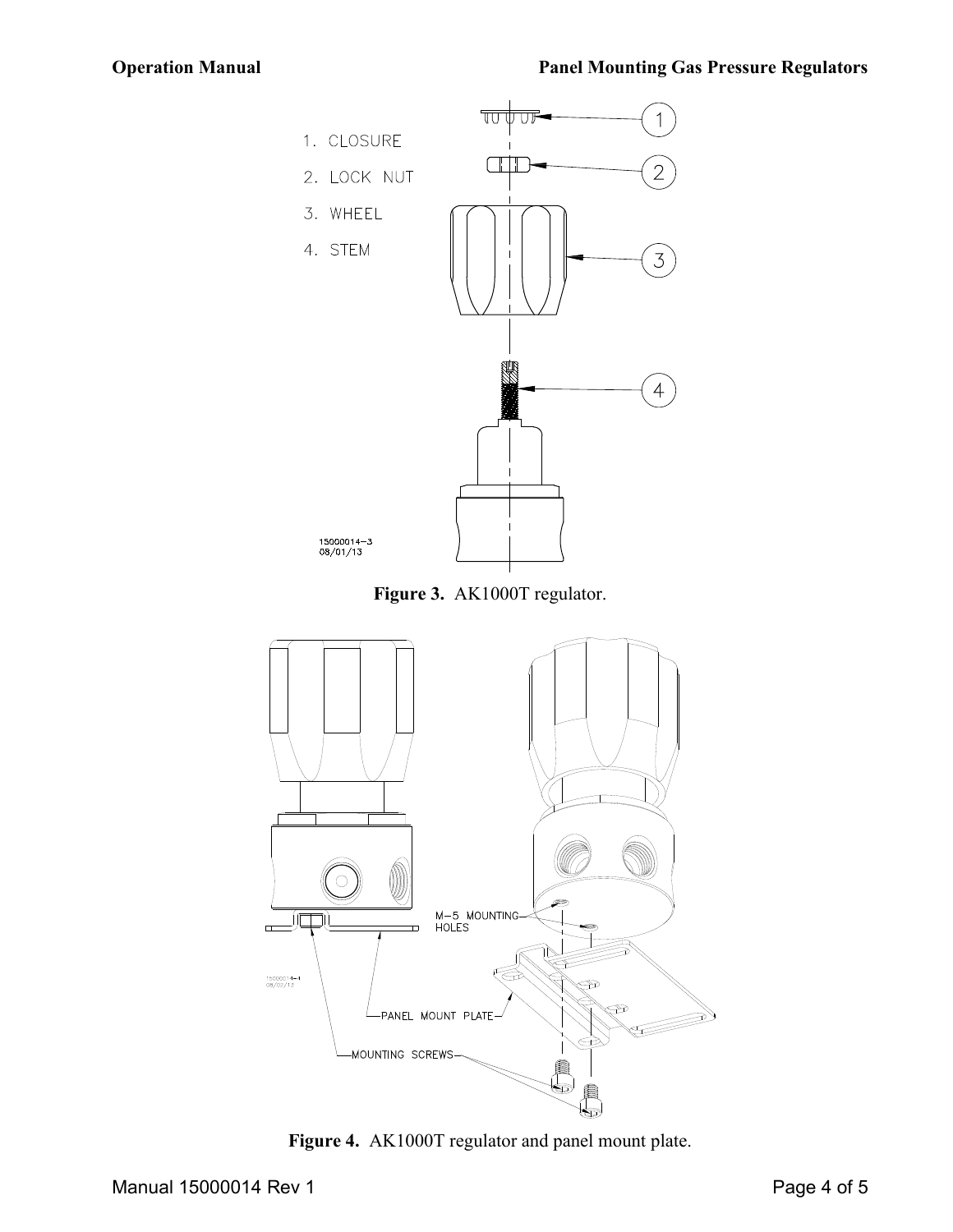1. CLOSURE
2. LOCK NUT
3. WHEEL
4. STEM

15000014-3
08/01/13

**Figure 3.** AK1000T regulator.

M-5 MOUNTING HOLES

PANEL MOUNT PLATE

MOUNTING SCREWS

15000014-1
08/02/13

**Figure 4.** AK1000T regulator and panel mount plate.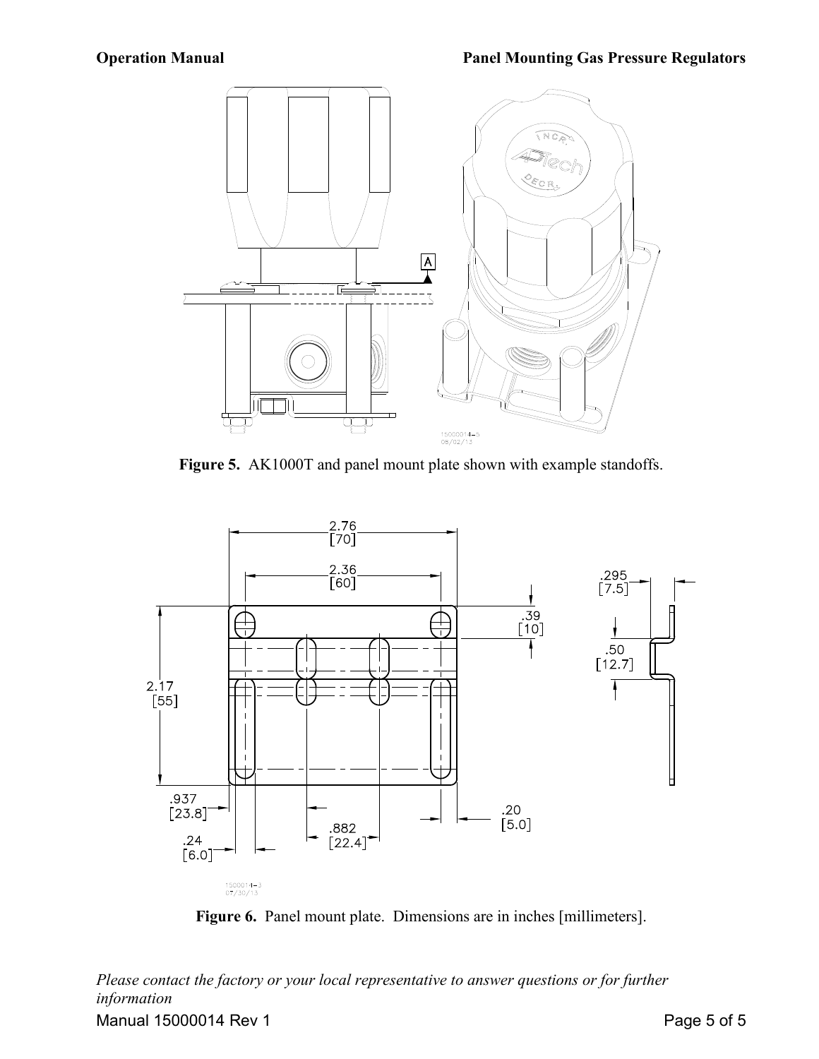A

15000014-5
08/02/13

**Figure 5.** AK1000T and panel mount plate shown with example standoffs.

2.76
[70]

2.36
[60]

.295
[7.5]

.39
[10]

.50
[12.7]

2.17
[55]

.937
[23.8]

.882
[22.4]

.20
[5.0]

.24
[6.0]

1500014-3
07/30/13

**Figure 6.** Panel mount plate. Dimensions are in inches [millimeters].

*Please contact the factory or your local representative to answer questions or for further information*